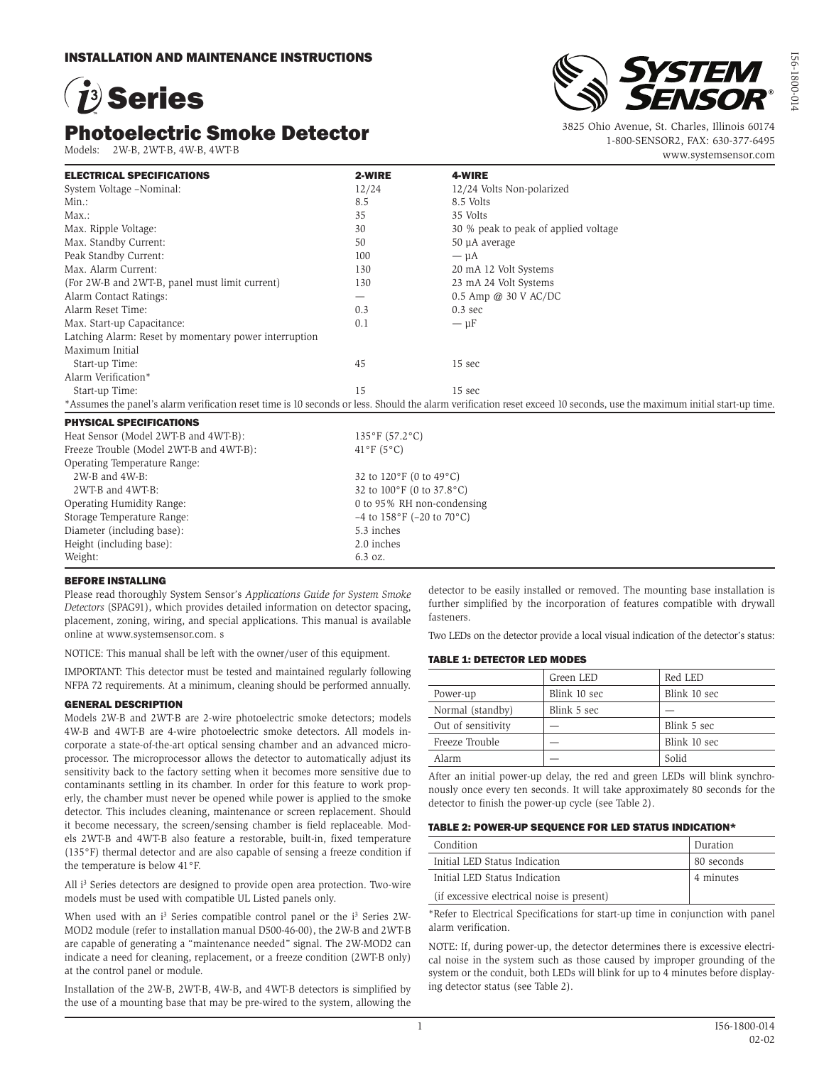## INSTALLATION AND MAINTENANCE INSTRUCTIONS

# i3 Series

# Photoelectric Smoke Detector

Models: 2W-B, 2WT-B, 4W-B, 4WT-B

**SYSTEM SENSOR**®

3825 Ohio Avenue, St. Charles, Illinois 60174
1-800-SENSOR2, FAX: 630-377-6495
www.systemsensor.com

| ELECTRICAL SPECIFICATIONS | 2-WIRE | 4-WIRE |
|---|---|---|
| System Voltage –Nominal: | 12/24 | 12/24 Volts Non-polarized |
| Min.: | 8.5 | 8.5 Volts |
| Max.: | 35 | 35 Volts |
| Max. Ripple Voltage: | 30 | 30 % peak to peak of applied voltage |
| Max. Standby Current: | 50 | 50 µA average |
| Peak Standby Current: | 100 | — µA |
| Max. Alarm Current: | 130 | 20 mA 12 Volt Systems |
| (For 2W-B and 2WT-B, panel must limit current) | 130 | 23 mA 24 Volt Systems |
| Alarm Contact Ratings: | — | 0.5 Amp @ 30 V AC/DC |
| Alarm Reset Time: | 0.3 | 0.3 sec |
| Max. Start-up Capacitance: | 0.1 | — µF |
| Latching Alarm: Reset by momentary power interruption | | |
| Maximum Initial Start-up Time: | 45 | 15 sec |
| Alarm Verification* Start-up Time: | 15 | 15 sec |

*Assumes the panel's alarm verification reset time is 10 seconds or less. Should the alarm verification reset exceed 10 seconds, use the maximum initial start-up time.

| PHYSICAL SPECIFICATIONS | |
|---|---|
| Heat Sensor (Model 2WT-B and 4WT-B): | 135°F (57.2°C) |
| Freeze Trouble (Model 2WT-B and 4WT-B): | 41°F (5°C) |
| Operating Temperature Range: | |
| 2W-B and 4W-B: | 32 to 120°F (0 to 49°C) |
| 2WT-B and 4WT-B: | 32 to 100°F (0 to 37.8°C) |
| Operating Humidity Range: | 0 to 95% RH non-condensing |
| Storage Temperature Range: | –4 to 158°F (–20 to 70°C) |
| Diameter (including base): | 5.3 inches |
| Height (including base): | 2.0 inches |
| Weight: | 6.3 oz. |

### BEFORE INSTALLING

Please read thoroughly System Sensor's *Applications Guide for System Smoke Detectors* (SPAG91), which provides detailed information on detector spacing, placement, zoning, wiring, and special applications. This manual is available online at www.systemsensor.com. s

NOTICE: This manual shall be left with the owner/user of this equipment.

IMPORTANT: This detector must be tested and maintained regularly following NFPA 72 requirements. At a minimum, cleaning should be performed annually.

### GENERAL DESCRIPTION

Models 2W-B and 2WT-B are 2-wire photoelectric smoke detectors; models 4W-B and 4WT-B are 4-wire photoelectric smoke detectors. All models incorporate a state-of-the-art optical sensing chamber and an advanced microprocessor. The microprocessor allows the detector to automatically adjust its sensitivity back to the factory setting when it becomes more sensitive due to contaminants settling in its chamber. In order for this feature to work properly, the chamber must never be opened while power is applied to the smoke detector. This includes cleaning, maintenance or screen replacement. Should it become necessary, the screen/sensing chamber is field replaceable. Models 2WT-B and 4WT-B also feature a restorable, built-in, fixed temperature (135°F) thermal detector and are also capable of sensing a freeze condition if the temperature is below 41°F.

All i3 Series detectors are designed to provide open area protection. Two-wire models must be used with compatible UL Listed panels only.

When used with an i3 Series compatible control panel or the i3 Series 2W-MOD2 module (refer to installation manual D500-46-00), the 2W-B and 2WT-B are capable of generating a "maintenance needed" signal. The 2W-MOD2 can indicate a need for cleaning, replacement, or a freeze condition (2WT-B only) at the control panel or module.

Installation of the 2W-B, 2WT-B, 4W-B, and 4WT-B detectors is simplified by the use of a mounting base that may be pre-wired to the system, allowing the detector to be easily installed or removed. The mounting base installation is further simplified by the incorporation of features compatible with drywall fasteners.

Two LEDs on the detector provide a local visual indication of the detector's status:

#### TABLE 1: DETECTOR LED MODES

| | Green LED | Red LED |
|---|---|---|
| Power-up | Blink 10 sec | Blink 10 sec |
| Normal (standby) | Blink 5 sec | — |
| Out of sensitivity | — | Blink 5 sec |
| Freeze Trouble | — | Blink 10 sec |
| Alarm | — | Solid |

After an initial power-up delay, the red and green LEDs will blink synchronously once every ten seconds. It will take approximately 80 seconds for the detector to finish the power-up cycle (see Table 2).

#### TABLE 2: POWER-UP SEQUENCE FOR LED STATUS INDICATION*

| Condition | Duration |
|---|---|
| Initial LED Status Indication | 80 seconds |
| Initial LED Status Indication (if excessive electrical noise is present) | 4 minutes |

*Refer to Electrical Specifications for start-up time in conjunction with panel alarm verification.

NOTE: If, during power-up, the detector determines there is excessive electrical noise in the system such as those caused by improper grounding of the system or the conduit, both LEDs will blink for up to 4 minutes before displaying detector status (see Table 2).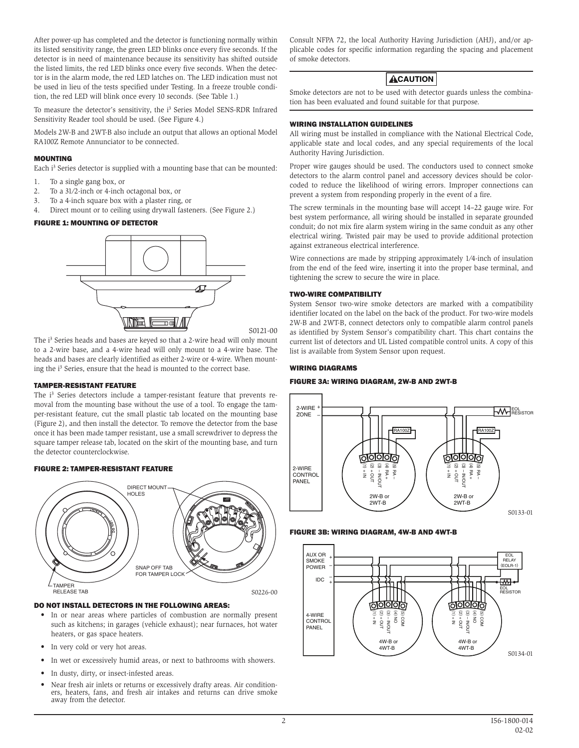After power-up has completed and the detector is functioning normally within its listed sensitivity range, the green LED blinks once every five seconds. If the detector is in need of maintenance because its sensitivity has shifted outside the listed limits, the red LED blinks once every five seconds. When the detector is in the alarm mode, the red LED latches on. The LED indication must not be used in lieu of the tests specified under Testing. In a freeze trouble condition, the red LED will blink once every 10 seconds. (See Table 1.)

To measure the detector's sensitivity, the i³ Series Model SENS-RDR Infrared Sensitivity Reader tool should be used. (See Figure 4.)

Models 2W-B and 2WT-B also include an output that allows an optional Model RA100Z Remote Annunciator to be connected.

### MOUNTING

Each i³ Series detector is supplied with a mounting base that can be mounted:

1. To a single gang box, or
2. To a 31⁄2-inch or 4-inch octagonal box, or
3. To a 4-inch square box with a plaster ring, or
4. Direct mount or to ceiling using drywall fasteners. (See Figure 2.)

### FIGURE 1: MOUNTING OF DETECTOR

S0121-00

The i³ Series heads and bases are keyed so that a 2-wire head will only mount to a 2-wire base, and a 4-wire head will only mount to a 4-wire base. The heads and bases are clearly identified as either 2-wire or 4-wire. When mounting the i³ Series, ensure that the head is mounted to the correct base.

### TAMPER-RESISTANT FEATURE

The i³ Series detectors include a tamper-resistant feature that prevents removal from the mounting base without the use of a tool. To engage the tamper-resistant feature, cut the small plastic tab located on the mounting base (Figure 2), and then install the detector. To remove the detector from the base once it has been made tamper resistant, use a small screwdriver to depress the square tamper release tab, located on the skirt of the mounting base, and turn the detector counterclockwise.

### FIGURE 2: TAMPER-RESISTANT FEATURE

DIRECT MOUNT HOLES

SNAP OFF TAB FOR TAMPER LOCK

TAMPER RELEASE TAB

S0226-00

### DO NOT INSTALL DETECTORS IN THE FOLLOWING AREAS:

- In or near areas where particles of combustion are normally present such as kitchens; in garages (vehicle exhaust); near furnaces, hot water heaters, or gas space heaters.
- In very cold or very hot areas.
- In wet or excessively humid areas, or next to bathrooms with showers.
- In dusty, dirty, or insect-infested areas.
- Near fresh air inlets or returns or excessively drafty areas. Air conditioners, heaters, fans, and fresh air intakes and returns can drive smoke away from the detector.

Consult NFPA 72, the local Authority Having Jurisdiction (AHJ), and/or applicable codes for specific information regarding the spacing and placement of smoke detectors.

**⚠CAUTION**

Smoke detectors are not to be used with detector guards unless the combination has been evaluated and found suitable for that purpose.

### WIRING INSTALLATION GUIDELINES

All wiring must be installed in compliance with the National Electrical Code, applicable state and local codes, and any special requirements of the local Authority Having Jurisdiction.

Proper wire gauges should be used. The conductors used to connect smoke detectors to the alarm control panel and accessory devices should be color-coded to reduce the likelihood of wiring errors. Improper connections can prevent a system from responding properly in the event of a fire.

The screw terminals in the mounting base will accept 14–22 gauge wire. For best system performance, all wiring should be installed in separate grounded conduit; do not mix fire alarm system wiring in the same conduit as any other electrical wiring. Twisted pair may be used to provide additional protection against extraneous electrical interference.

Wire connections are made by stripping approximately 1⁄4-inch of insulation from the end of the feed wire, inserting it into the proper base terminal, and tightening the screw to secure the wire in place.

### TWO-WIRE COMPATIBILITY

System Sensor two-wire smoke detectors are marked with a compatibility identifier located on the label on the back of the product. For two-wire models 2W-B and 2WT-B, connect detectors only to compatible alarm control panels as identified by System Sensor's compatibility chart. This chart contains the current list of detectors and UL Listed compatible control units. A copy of this list is available from System Sensor upon request.

### WIRING DIAGRAMS

### FIGURE 3A: WIRING DIAGRAM, 2W-B AND 2WT-B

2-WIRE ZONE + –; EOL RESISTOR; RA100Z; (1) + IN, (2) + OUT, (3) – IN/OUT, (4) RA +, (5) RA –; 2-WIRE CONTROL PANEL; 2W-B or 2WT-B

S0133-01

### FIGURE 3B: WIRING DIAGRAM, 4W-B AND 4WT-B

AUX OR SMOKE POWER + –; IDC – +; EOL RELAY (EOLR-1); EOL RESISTOR; (1) + IN, (2) + OUT, (3) – IN/OUT, (4) NO, (5) COM; 4-WIRE CONTROL PANEL; 4W-B or 4WT-B

S0134-01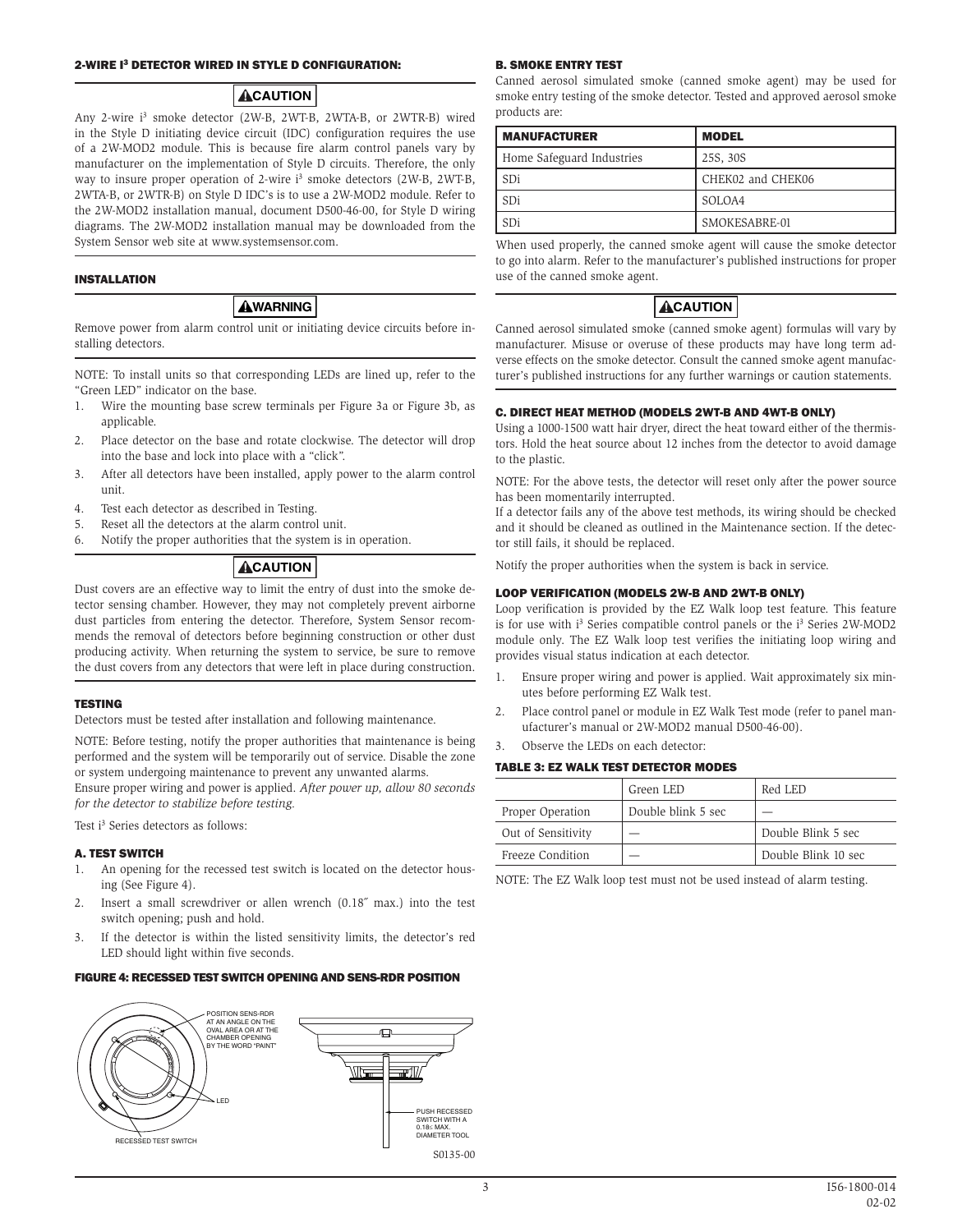## 2-WIRE i³ DETECTOR WIRED IN STYLE D CONFIGURATION:

**⚠CAUTION**

Any 2-wire i³ smoke detector (2W-B, 2WT-B, 2WTA-B, or 2WTR-B) wired in the Style D initiating device circuit (IDC) configuration requires the use of a 2W-MOD2 module. This is because fire alarm control panels vary by manufacturer on the implementation of Style D circuits. Therefore, the only way to insure proper operation of 2-wire i³ smoke detectors (2W-B, 2WT-B, 2WTA-B, or 2WTR-B) on Style D IDC's is to use a 2W-MOD2 module. Refer to the 2W-MOD2 installation manual, document D500-46-00, for Style D wiring diagrams. The 2W-MOD2 installation manual may be downloaded from the System Sensor web site at www.systemsensor.com.

## INSTALLATION

**⚠WARNING**

Remove power from alarm control unit or initiating device circuits before installing detectors.

NOTE: To install units so that corresponding LEDs are lined up, refer to the "Green LED" indicator on the base.

1. Wire the mounting base screw terminals per Figure 3a or Figure 3b, as applicable.
2. Place detector on the base and rotate clockwise. The detector will drop into the base and lock into place with a "click".
3. After all detectors have been installed, apply power to the alarm control unit.
4. Test each detector as described in Testing.
5. Reset all the detectors at the alarm control unit.
6. Notify the proper authorities that the system is in operation.

**⚠CAUTION**

Dust covers are an effective way to limit the entry of dust into the smoke detector sensing chamber. However, they may not completely prevent airborne dust particles from entering the detector. Therefore, System Sensor recommends the removal of detectors before beginning construction or other dust producing activity. When returning the system to service, be sure to remove the dust covers from any detectors that were left in place during construction.

## TESTING

Detectors must be tested after installation and following maintenance.

NOTE: Before testing, notify the proper authorities that maintenance is being performed and the system will be temporarily out of service. Disable the zone or system undergoing maintenance to prevent any unwanted alarms.

Ensure proper wiring and power is applied. *After power up, allow 80 seconds for the detector to stabilize before testing.*

Test i³ Series detectors as follows:

### A. TEST SWITCH

1. An opening for the recessed test switch is located on the detector housing (See Figure 4).
2. Insert a small screwdriver or allen wrench (0.18″ max.) into the test switch opening; push and hold.
3. If the detector is within the listed sensitivity limits, the detector's red LED should light within five seconds.

### FIGURE 4: RECESSED TEST SWITCH OPENING AND SENS-RDR POSITION

POSITION SENS-RDR AT AN ANGLE ON THE OVAL AREA OR AT THE CHAMBER OPENING BY THE WORD "PAINT"

LED

RECESSED TEST SWITCH

PUSH RECESSED SWITCH WITH A 0.18″ MAX. DIAMETER TOOL

S0135-00

### B. SMOKE ENTRY TEST

Canned aerosol simulated smoke (canned smoke agent) may be used for smoke entry testing of the smoke detector. Tested and approved aerosol smoke products are:

| MANUFACTURER | MODEL |
|---|---|
| Home Safeguard Industries | 25S, 30S |
| SDi | CHEK02 and CHEK06 |
| SDi | SOLOA4 |
| SDi | SMOKESABRE-01 |

When used properly, the canned smoke agent will cause the smoke detector to go into alarm. Refer to the manufacturer's published instructions for proper use of the canned smoke agent.

**⚠CAUTION**

Canned aerosol simulated smoke (canned smoke agent) formulas will vary by manufacturer. Misuse or overuse of these products may have long term adverse effects on the smoke detector. Consult the canned smoke agent manufacturer's published instructions for any further warnings or caution statements.

### C. DIRECT HEAT METHOD (MODELS 2WT-B AND 4WT-B ONLY)

Using a 1000-1500 watt hair dryer, direct the heat toward either of the thermistors. Hold the heat source about 12 inches from the detector to avoid damage to the plastic.

NOTE: For the above tests, the detector will reset only after the power source has been momentarily interrupted.

If a detector fails any of the above test methods, its wiring should be checked and it should be cleaned as outlined in the Maintenance section. If the detector still fails, it should be replaced.

Notify the proper authorities when the system is back in service.

### LOOP VERIFICATION (MODELS 2W-B AND 2WT-B ONLY)

Loop verification is provided by the EZ Walk loop test feature. This feature is for use with i³ Series compatible control panels or the i³ Series 2W-MOD2 module only. The EZ Walk loop test verifies the initiating loop wiring and provides visual status indication at each detector.

1. Ensure proper wiring and power is applied. Wait approximately six minutes before performing EZ Walk test.
2. Place control panel or module in EZ Walk Test mode (refer to panel manufacturer's manual or 2W-MOD2 manual D500-46-00).
3. Observe the LEDs on each detector:

### TABLE 3: EZ WALK TEST DETECTOR MODES

| | Green LED | Red LED |
|---|---|---|
| Proper Operation | Double blink 5 sec | — |
| Out of Sensitivity | — | Double Blink 5 sec |
| Freeze Condition | — | Double Blink 10 sec |

NOTE: The EZ Walk loop test must not be used instead of alarm testing.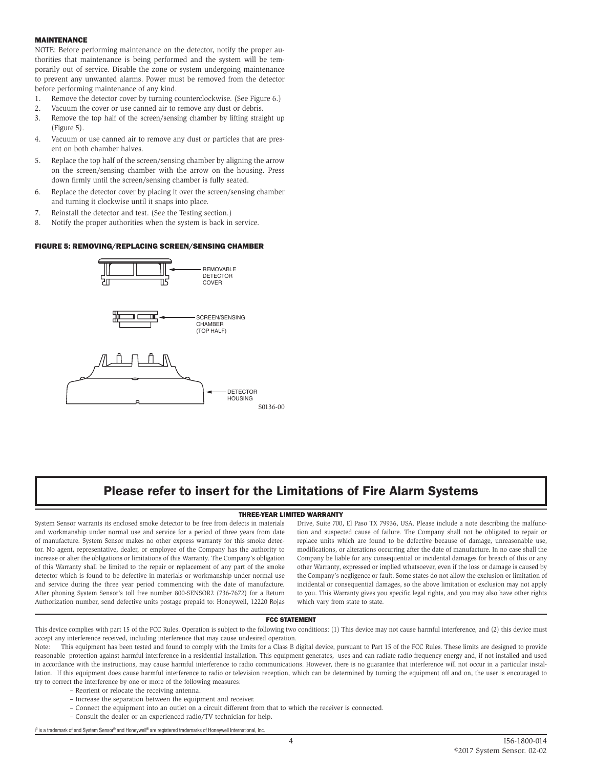### MAINTENANCE

NOTE: Before performing maintenance on the detector, notify the proper authorities that maintenance is being performed and the system will be temporarily out of service. Disable the zone or system undergoing maintenance to prevent any unwanted alarms. Power must be removed from the detector before performing maintenance of any kind.

1. Remove the detector cover by turning counterclockwise. (See Figure 6.)
2. Vacuum the cover or use canned air to remove any dust or debris.
3. Remove the top half of the screen/sensing chamber by lifting straight up (Figure 5).
4. Vacuum or use canned air to remove any dust or particles that are present on both chamber halves.
5. Replace the top half of the screen/sensing chamber by aligning the arrow on the screen/sensing chamber with the arrow on the housing. Press down firmly until the screen/sensing chamber is fully seated.
6. Replace the detector cover by placing it over the screen/sensing chamber and turning it clockwise until it snaps into place.
7. Reinstall the detector and test. (See the Testing section.)
8. Notify the proper authorities when the system is back in service.

#### FIGURE 5: REMOVING/REPLACING SCREEN/SENSING CHAMBER

REMOVABLE DETECTOR COVER

SCREEN/SENSING CHAMBER (TOP HALF)

DETECTOR HOUSING

S0136-00

## Please refer to insert for the Limitations of Fire Alarm Systems

### THREE-YEAR LIMITED WARRANTY

System Sensor warrants its enclosed smoke detector to be free from defects in materials and workmanship under normal use and service for a period of three years from date of manufacture. System Sensor makes no other express warranty for this smoke detector. No agent, representative, dealer, or employee of the Company has the authority to increase or alter the obligations or limitations of this Warranty. The Company's obligation of this Warranty shall be limited to the repair or replacement of any part of the smoke detector which is found to be defective in materials or workmanship under normal use and service during the three year period commencing with the date of manufacture. After phoning System Sensor's toll free number 800-SENSOR2 (736-7672) for a Return Authorization number, send defective units postage prepaid to: Honeywell, 12220 Rojas Drive, Suite 700, El Paso TX 79936, USA. Please include a note describing the malfunction and suspected cause of failure. The Company shall not be obligated to repair or replace units which are found to be defective because of damage, unreasonable use, modifications, or alterations occurring after the date of manufacture. In no case shall the Company be liable for any consequential or incidental damages for breach of this or any other Warranty, expressed or implied whatsoever, even if the loss or damage is caused by the Company's negligence or fault. Some states do not allow the exclusion or limitation of incidental or consequential damages, so the above limitation or exclusion may not apply to you. This Warranty gives you specific legal rights, and you may also have other rights which vary from state to state.

### FCC STATEMENT

This device complies with part 15 of the FCC Rules. Operation is subject to the following two conditions: (1) This device may not cause harmful interference, and (2) this device must accept any interference received, including interference that may cause undesired operation.

Note: This equipment has been tested and found to comply with the limits for a Class B digital device, pursuant to Part 15 of the FCC Rules. These limits are designed to provide reasonable protection against harmful interference in a residential installation. This equipment generates, uses and can radiate radio frequency energy and, if not installed and used in accordance with the instructions, may cause harmful interference to radio communications. However, there is no guarantee that interference will not occur in a particular installation. If this equipment does cause harmful interference to radio or television reception, which can be determined by turning the equipment off and on, the user is encouraged to try to correct the interference by one or more of the following measures:

- Reorient or relocate the receiving antenna.
- Increase the separation between the equipment and receiver.
- Connect the equipment into an outlet on a circuit different from that to which the receiver is connected.
- Consult the dealer or an experienced radio/TV technician for help.

i³ is a trademark of and System Sensor® and Honeywell® are registered trademarks of Honeywell International, Inc.

I56-1800-014

©2017 System Sensor. 02-02